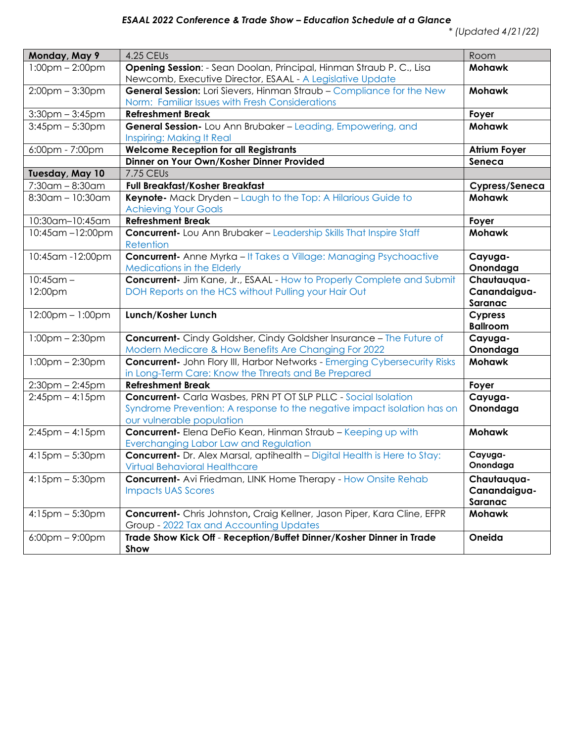### *ESAAL 2022 Conference & Trade Show – Education Schedule at a Glance*

*\* (Updated 4/21/22)*

| **Monday, May 9** | 4.25 CEUs | Room |
|---|---|---|
| 1:00pm – 2:00pm | **Opening Session**: - Sean Doolan, Principal, Hinman Straub P. C., Lisa Newcomb, Executive Director, ESAAL - A Legislative Update | **Mohawk** |
| 2:00pm – 3:30pm | **General Session:** Lori Sievers, Hinman Straub – Compliance for the New Norm: Familiar Issues with Fresh Considerations | **Mohawk** |
| 3:30pm – 3:45pm | **Refreshment Break** | **Foyer** |
| 3:45pm – 5:30pm | **General Session-** Lou Ann Brubaker – Leading, Empowering, and Inspiring: Making It Real | **Mohawk** |
| 6:00pm - 7:00pm | **Welcome Reception for all Registrants** | **Atrium Foyer** |
| | **Dinner on Your Own/Kosher Dinner Provided** | **Seneca** |
| **Tuesday, May 10** | 7.75 CEUs | |
| 7:30am – 8:30am | **Full Breakfast/Kosher Breakfast** | **Cypress/Seneca** |
| 8:30am – 10:30am | **Keynote-** Mack Dryden – Laugh to the Top: A Hilarious Guide to Achieving Your Goals | **Mohawk** |
| 10:30am–10:45am | **Refreshment Break** | **Foyer** |
| 10:45am –12:00pm | **Concurrent-** Lou Ann Brubaker – Leadership Skills That Inspire Staff Retention | **Mohawk** |
| 10:45am -12:00pm | **Concurrent-** Anne Myrka – It Takes a Village: Managing Psychoactive Medications in the Elderly | **Cayuga-Onondaga** |
| 10:45am – 12:00pm | **Concurrent-** Jim Kane, Jr., ESAAL - How to Properly Complete and Submit DOH Reports on the HCS without Pulling your Hair Out | **Chautauqua-Canandaigua-Saranac** |
| 12:00pm – 1:00pm | **Lunch/Kosher Lunch** | **Cypress Ballroom** |
| 1:00pm – 2:30pm | **Concurrent-** Cindy Goldsher, Cindy Goldsher Insurance – The Future of Modern Medicare & How Benefits Are Changing For 2022 | **Cayuga-Onondaga** |
| 1:00pm – 2:30pm | **Concurrent-** John Flory III, Harbor Networks - Emerging Cybersecurity Risks in Long-Term Care: Know the Threats and Be Prepared | **Mohawk** |
| 2:30pm – 2:45pm | **Refreshment Break** | **Foyer** |
| 2:45pm – 4:15pm | **Concurrent-** Carla Wasbes, PRN PT OT SLP PLLC - Social Isolation Syndrome Prevention: A response to the negative impact isolation has on our vulnerable population | **Cayuga-Onondaga** |
| 2:45pm – 4:15pm | **Concurrent-** Elena DeFio Kean, Hinman Straub – Keeping up with Everchanging Labor Law and Regulation | **Mohawk** |
| 4:15pm – 5:30pm | **Concurrent-** Dr. Alex Marsal, aptihealth – Digital Health is Here to Stay: Virtual Behavioral Healthcare | **Cayuga-Onondaga** |
| 4:15pm – 5:30pm | **Concurrent-** Avi Friedman, LINK Home Therapy - How Onsite Rehab Impacts UAS Scores | **Chautauqua-Canandaigua-Saranac** |
| 4:15pm – 5:30pm | **Concurrent-** Chris Johnston**,** Craig Kellner, Jason Piper, Kara Cline, EFPR Group - 2022 Tax and Accounting Updates | **Mohawk** |
| 6:00pm – 9:00pm | **Trade Show Kick Off** - **Reception/Buffet Dinner/Kosher Dinner in Trade Show** | **Oneida** |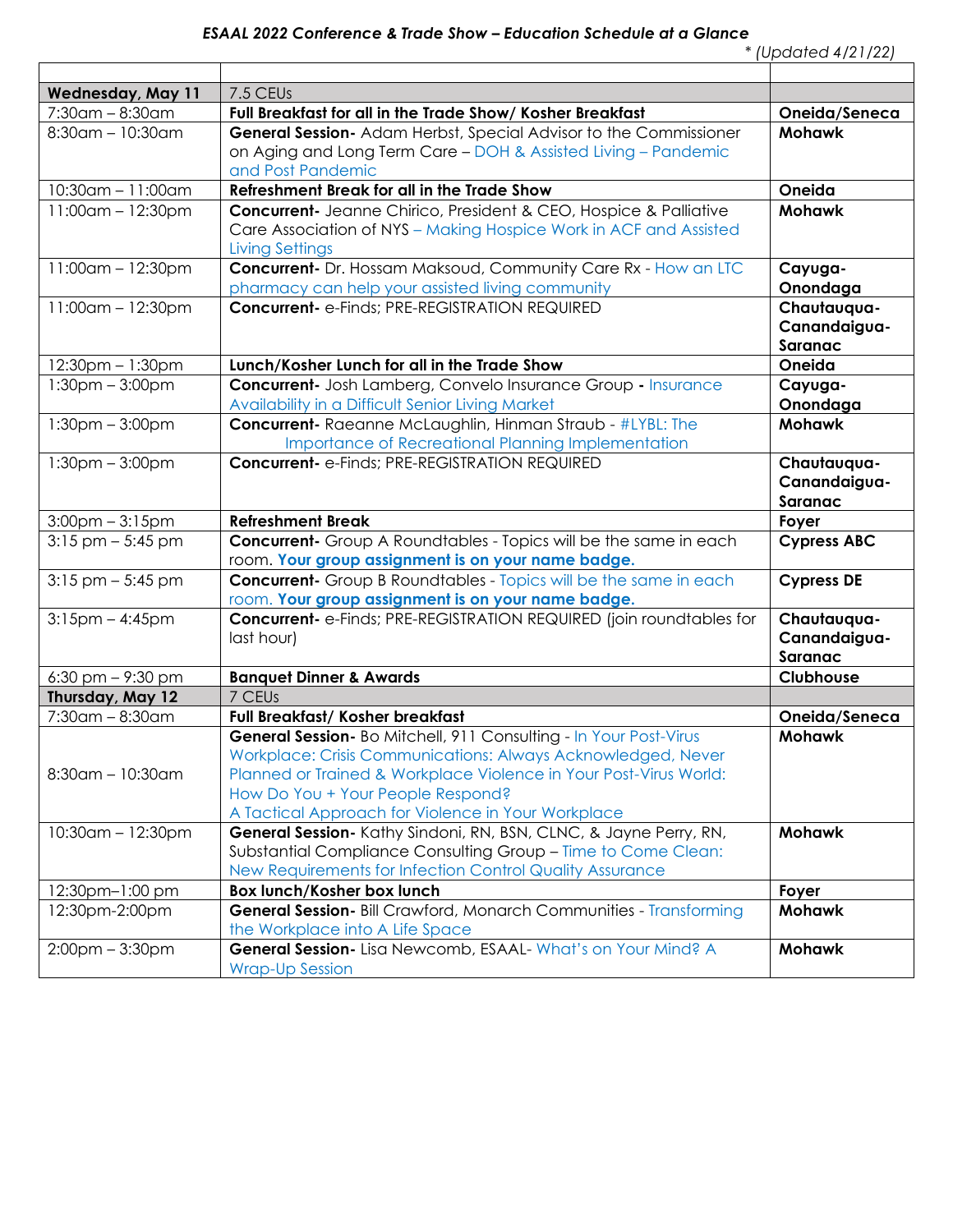### *ESAAL 2022 Conference & Trade Show – Education Schedule at a Glance*

*\* (Updated 4/21/22)*

| | | |
|---|---|---|
| **Wednesday, May 11** | 7.5 CEUs | |
| 7:30am – 8:30am | **Full Breakfast for all in the Trade Show/ Kosher Breakfast** | **Oneida/Seneca** |
| 8:30am – 10:30am | **General Session-** Adam Herbst, Special Advisor to the Commissioner on Aging and Long Term Care – DOH & Assisted Living – Pandemic and Post Pandemic | **Mohawk** |
| 10:30am – 11:00am | **Refreshment Break for all in the Trade Show** | **Oneida** |
| 11:00am – 12:30pm | **Concurrent-** Jeanne Chirico, President & CEO, Hospice & Palliative Care Association of NYS – Making Hospice Work in ACF and Assisted Living Settings | **Mohawk** |
| 11:00am – 12:30pm | **Concurrent-** Dr. Hossam Maksoud, Community Care Rx - How an LTC pharmacy can help your assisted living community | **Cayuga-Onondaga** |
| 11:00am – 12:30pm | **Concurrent-** e-Finds; PRE-REGISTRATION REQUIRED | **Chautauqua-Canandaigua-Saranac** |
| 12:30pm – 1:30pm | **Lunch/Kosher Lunch for all in the Trade Show** | **Oneida** |
| 1:30pm – 3:00pm | **Concurrent-** Josh Lamberg, Convelo Insurance Group - Insurance Availability in a Difficult Senior Living Market | **Cayuga-Onondaga** |
| 1:30pm – 3:00pm | **Concurrent-** Raeanne McLaughlin, Hinman Straub - #LYBL: The Importance of Recreational Planning Implementation | **Mohawk** |
| 1:30pm – 3:00pm | **Concurrent-** e-Finds; PRE-REGISTRATION REQUIRED | **Chautauqua-Canandaigua-Saranac** |
| 3:00pm – 3:15pm | **Refreshment Break** | **Foyer** |
| 3:15 pm – 5:45 pm | **Concurrent-** Group A Roundtables - Topics will be the same in each room. **Your group assignment is on your name badge.** | **Cypress ABC** |
| 3:15 pm – 5:45 pm | **Concurrent-** Group B Roundtables - Topics will be the same in each room. **Your group assignment is on your name badge.** | **Cypress DE** |
| 3:15pm – 4:45pm | **Concurrent-** e-Finds; PRE-REGISTRATION REQUIRED (join roundtables for last hour) | **Chautauqua-Canandaigua-Saranac** |
| 6:30 pm – 9:30 pm | **Banquet Dinner & Awards** | **Clubhouse** |
| **Thursday, May 12** | 7 CEUs | |
| 7:30am – 8:30am | **Full Breakfast/ Kosher breakfast** | **Oneida/Seneca** |
| 8:30am – 10:30am | **General Session-** Bo Mitchell, 911 Consulting - In Your Post-Virus Workplace: Crisis Communications: Always Acknowledged, Never Planned or Trained & Workplace Violence in Your Post-Virus World: How Do You + Your People Respond? A Tactical Approach for Violence in Your Workplace | **Mohawk** |
| 10:30am – 12:30pm | **General Session-** Kathy Sindoni, RN, BSN, CLNC, & Jayne Perry, RN, Substantial Compliance Consulting Group – Time to Come Clean: New Requirements for Infection Control Quality Assurance | **Mohawk** |
| 12:30pm–1:00 pm | **Box lunch/Kosher box lunch** | **Foyer** |
| 12:30pm-2:00pm | **General Session-** Bill Crawford, Monarch Communities - Transforming the Workplace into A Life Space | **Mohawk** |
| 2:00pm – 3:30pm | **General Session-** Lisa Newcomb, ESAAL- What's on Your Mind? A Wrap-Up Session | **Mohawk** |